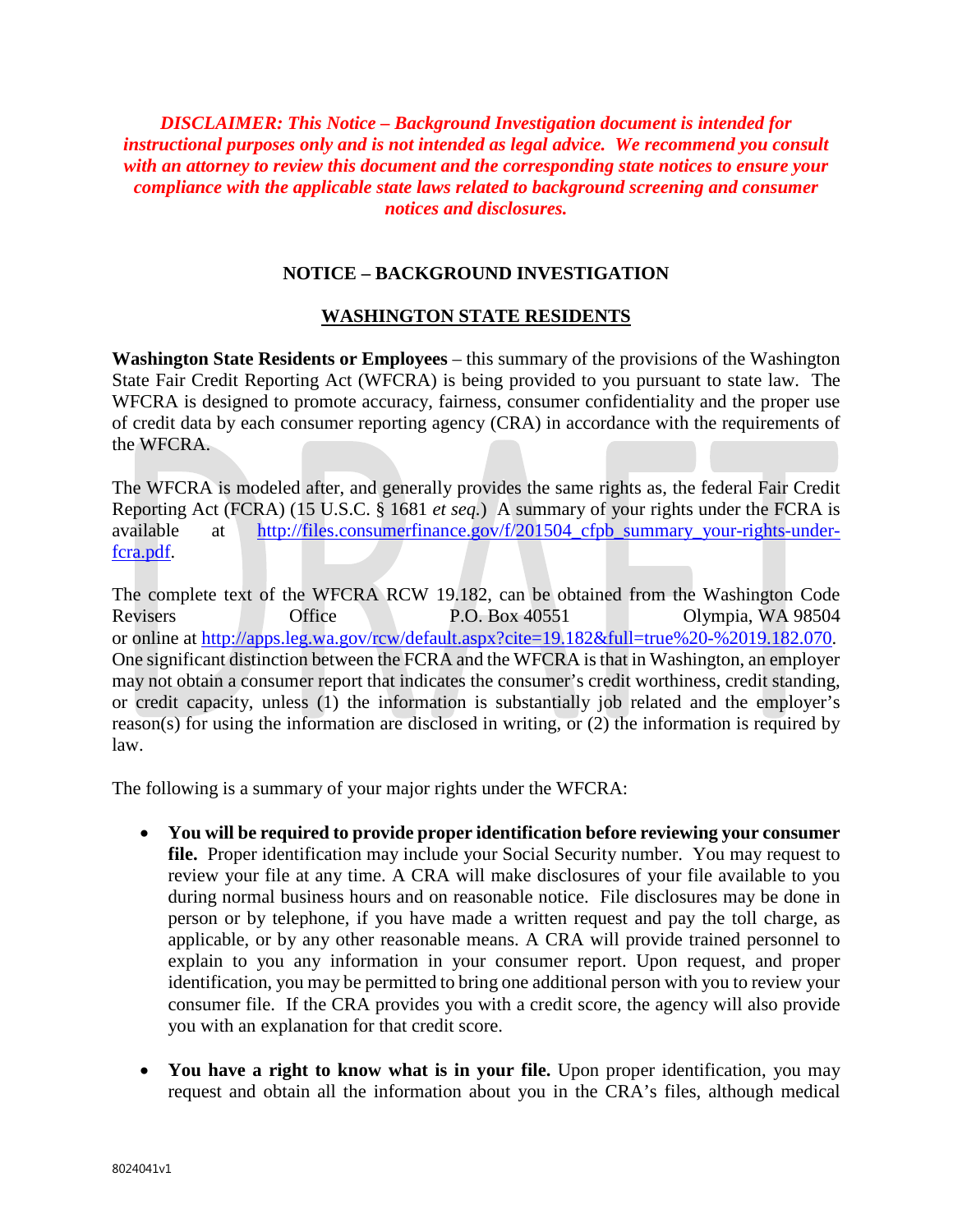***DISCLAIMER: This Notice – Background Investigation document is intended for instructional purposes only and is not intended as legal advice. We recommend you consult with an attorney to review this document and the corresponding state notices to ensure your compliance with the applicable state laws related to background screening and consumer notices and disclosures.***

## NOTICE – BACKGROUND INVESTIGATION

## WASHINGTON STATE RESIDENTS

**Washington State Residents or Employees** – this summary of the provisions of the Washington State Fair Credit Reporting Act (WFCRA) is being provided to you pursuant to state law. The WFCRA is designed to promote accuracy, fairness, consumer confidentiality and the proper use of credit data by each consumer reporting agency (CRA) in accordance with the requirements of the WFCRA.

The WFCRA is modeled after, and generally provides the same rights as, the federal Fair Credit Reporting Act (FCRA) (15 U.S.C. § 1681 *et seq.*) A summary of your rights under the FCRA is available at [http://files.consumerfinance.gov/f/201504_cfpb_summary_your-rights-under-fcra.pdf](http://files.consumerfinance.gov/f/201504_cfpb_summary_your-rights-under-fcra.pdf).

The complete text of the WFCRA RCW 19.182, can be obtained from the Washington Code Revisers Office P.O. Box 40551 Olympia, WA 98504 or online at [http://apps.leg.wa.gov/rcw/default.aspx?cite=19.182&full=true%20-%2019.182.070](http://apps.leg.wa.gov/rcw/default.aspx?cite=19.182&full=true%20-%2019.182.070). One significant distinction between the FCRA and the WFCRA is that in Washington, an employer may not obtain a consumer report that indicates the consumer's credit worthiness, credit standing, or credit capacity, unless (1) the information is substantially job related and the employer's reason(s) for using the information are disclosed in writing, or (2) the information is required by law.

The following is a summary of your major rights under the WFCRA:

- **You will be required to provide proper identification before reviewing your consumer file.** Proper identification may include your Social Security number. You may request to review your file at any time. A CRA will make disclosures of your file available to you during normal business hours and on reasonable notice. File disclosures may be done in person or by telephone, if you have made a written request and pay the toll charge, as applicable, or by any other reasonable means. A CRA will provide trained personnel to explain to you any information in your consumer report. Upon request, and proper identification, you may be permitted to bring one additional person with you to review your consumer file. If the CRA provides you with a credit score, the agency will also provide you with an explanation for that credit score.
- **You have a right to know what is in your file.** Upon proper identification, you may request and obtain all the information about you in the CRA's files, although medical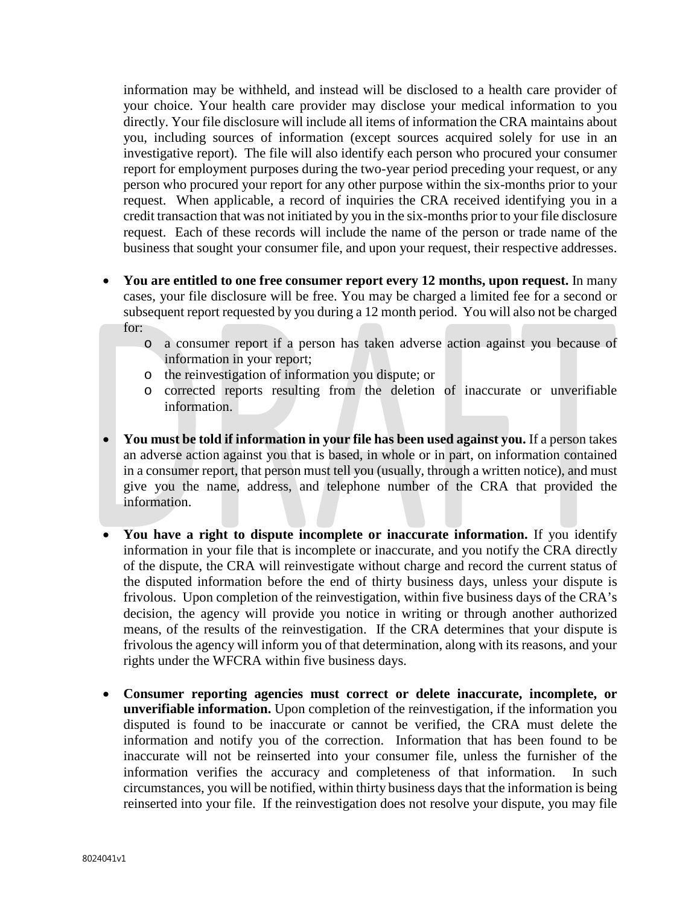information may be withheld, and instead will be disclosed to a health care provider of your choice. Your health care provider may disclose your medical information to you directly. Your file disclosure will include all items of information the CRA maintains about you, including sources of information (except sources acquired solely for use in an investigative report). The file will also identify each person who procured your consumer report for employment purposes during the two-year period preceding your request, or any person who procured your report for any other purpose within the six-months prior to your request. When applicable, a record of inquiries the CRA received identifying you in a credit transaction that was not initiated by you in the six-months prior to your file disclosure request. Each of these records will include the name of the person or trade name of the business that sought your consumer file, and upon your request, their respective addresses.

- **You are entitled to one free consumer report every 12 months, upon request.** In many cases, your file disclosure will be free. You may be charged a limited fee for a second or subsequent report requested by you during a 12 month period. You will also not be charged for:
  - a consumer report if a person has taken adverse action against you because of information in your report;
  - the reinvestigation of information you dispute; or
  - corrected reports resulting from the deletion of inaccurate or unverifiable information.

- **You must be told if information in your file has been used against you.** If a person takes an adverse action against you that is based, in whole or in part, on information contained in a consumer report, that person must tell you (usually, through a written notice), and must give you the name, address, and telephone number of the CRA that provided the information.

- **You have a right to dispute incomplete or inaccurate information.** If you identify information in your file that is incomplete or inaccurate, and you notify the CRA directly of the dispute, the CRA will reinvestigate without charge and record the current status of the disputed information before the end of thirty business days, unless your dispute is frivolous. Upon completion of the reinvestigation, within five business days of the CRA's decision, the agency will provide you notice in writing or through another authorized means, of the results of the reinvestigation. If the CRA determines that your dispute is frivolous the agency will inform you of that determination, along with its reasons, and your rights under the WFCRA within five business days.

- **Consumer reporting agencies must correct or delete inaccurate, incomplete, or unverifiable information.** Upon completion of the reinvestigation, if the information you disputed is found to be inaccurate or cannot be verified, the CRA must delete the information and notify you of the correction. Information that has been found to be inaccurate will not be reinserted into your consumer file, unless the furnisher of the information verifies the accuracy and completeness of that information. In such circumstances, you will be notified, within thirty business days that the information is being reinserted into your file. If the reinvestigation does not resolve your dispute, you may file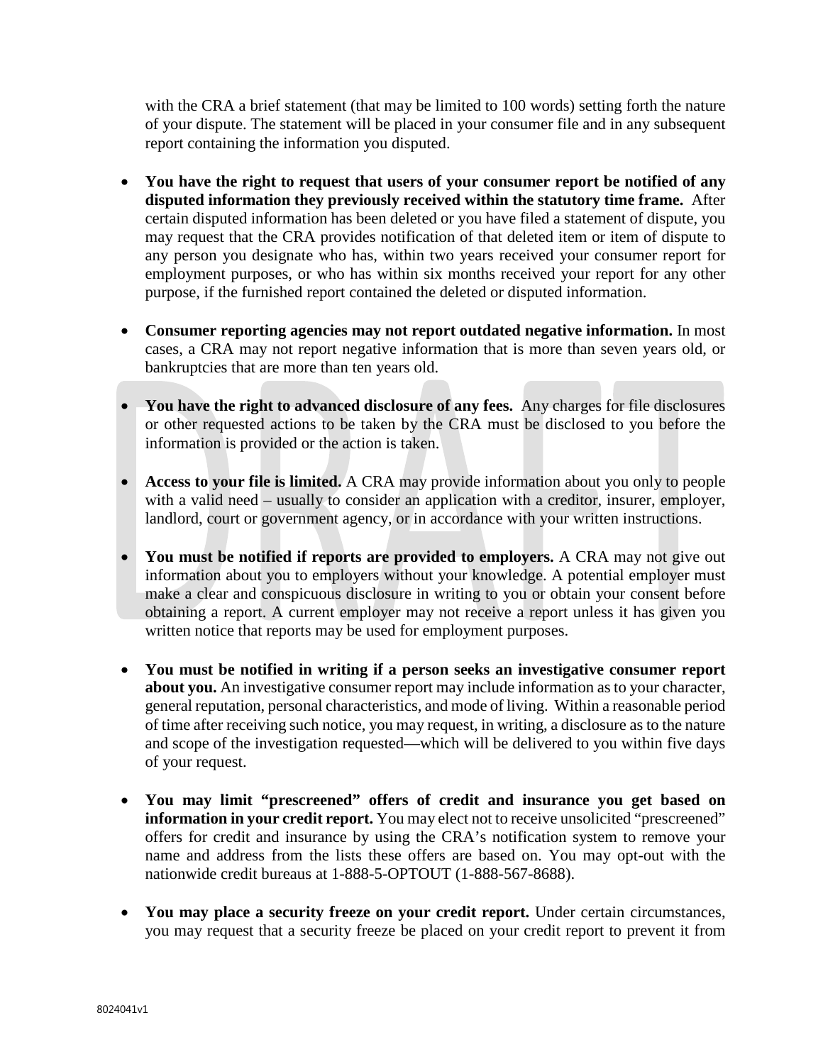with the CRA a brief statement (that may be limited to 100 words) setting forth the nature of your dispute. The statement will be placed in your consumer file and in any subsequent report containing the information you disputed.

- **You have the right to request that users of your consumer report be notified of any disputed information they previously received within the statutory time frame.** After certain disputed information has been deleted or you have filed a statement of dispute, you may request that the CRA provides notification of that deleted item or item of dispute to any person you designate who has, within two years received your consumer report for employment purposes, or who has within six months received your report for any other purpose, if the furnished report contained the deleted or disputed information.

- **Consumer reporting agencies may not report outdated negative information.** In most cases, a CRA may not report negative information that is more than seven years old, or bankruptcies that are more than ten years old.

- **You have the right to advanced disclosure of any fees.** Any charges for file disclosures or other requested actions to be taken by the CRA must be disclosed to you before the information is provided or the action is taken.

- **Access to your file is limited.** A CRA may provide information about you only to people with a valid need – usually to consider an application with a creditor, insurer, employer, landlord, court or government agency, or in accordance with your written instructions.

- **You must be notified if reports are provided to employers.** A CRA may not give out information about you to employers without your knowledge. A potential employer must make a clear and conspicuous disclosure in writing to you or obtain your consent before obtaining a report. A current employer may not receive a report unless it has given you written notice that reports may be used for employment purposes.

- **You must be notified in writing if a person seeks an investigative consumer report about you.** An investigative consumer report may include information as to your character, general reputation, personal characteristics, and mode of living. Within a reasonable period of time after receiving such notice, you may request, in writing, a disclosure as to the nature and scope of the investigation requested—which will be delivered to you within five days of your request.

- **You may limit "prescreened" offers of credit and insurance you get based on information in your credit report.** You may elect not to receive unsolicited "prescreened" offers for credit and insurance by using the CRA's notification system to remove your name and address from the lists these offers are based on. You may opt-out with the nationwide credit bureaus at 1-888-5-OPTOUT (1-888-567-8688).

- **You may place a security freeze on your credit report.** Under certain circumstances, you may request that a security freeze be placed on your credit report to prevent it from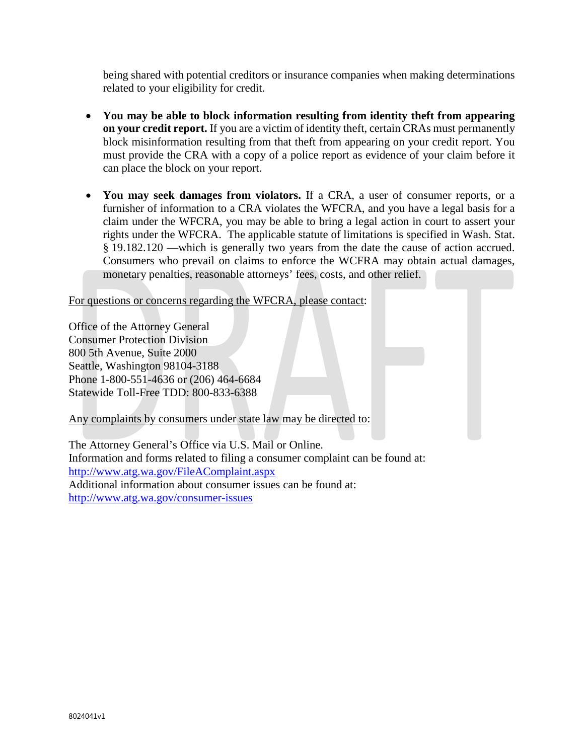being shared with potential creditors or insurance companies when making determinations related to your eligibility for credit.

- **You may be able to block information resulting from identity theft from appearing on your credit report.** If you are a victim of identity theft, certain CRAs must permanently block misinformation resulting from that theft from appearing on your credit report. You must provide the CRA with a copy of a police report as evidence of your claim before it can place the block on your report.

- **You may seek damages from violators.** If a CRA, a user of consumer reports, or a furnisher of information to a CRA violates the WFCRA, and you have a legal basis for a claim under the WFCRA, you may be able to bring a legal action in court to assert your rights under the WFCRA. The applicable statute of limitations is specified in Wash. Stat. § 19.182.120 —which is generally two years from the date the cause of action accrued. Consumers who prevail on claims to enforce the WCFRA may obtain actual damages, monetary penalties, reasonable attorneys' fees, costs, and other relief.

<u>For questions or concerns regarding the WFCRA, please contact</u>:

Office of the Attorney General
Consumer Protection Division
800 5th Avenue, Suite 2000
Seattle, Washington 98104-3188
Phone 1-800-551-4636 or (206) 464-6684
Statewide Toll-Free TDD: 800-833-6388

<u>Any complaints by consumers under state law may be directed to</u>:

The Attorney General's Office via U.S. Mail or Online.
Information and forms related to filing a consumer complaint can be found at:
http://www.atg.wa.gov/FileAComplaint.aspx
Additional information about consumer issues can be found at:
http://www.atg.wa.gov/consumer-issues

8024041v1